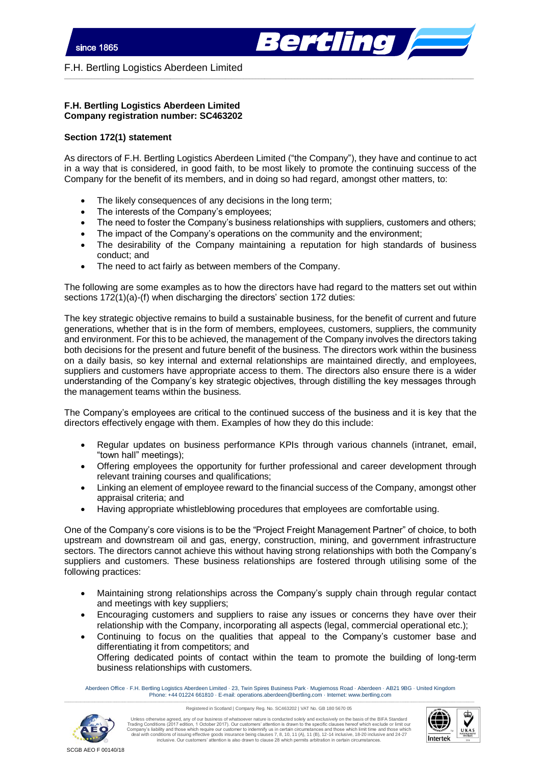**F.H. Bertling Logistics Aberdeen Limited**
**Company registration number: SC463202**

**Section 172(1) statement**

As directors of F.H. Bertling Logistics Aberdeen Limited ("the Company"), they have and continue to act in a way that is considered, in good faith, to be most likely to promote the continuing success of the Company for the benefit of its members, and in doing so had regard, amongst other matters, to:

- The likely consequences of any decisions in the long term;
- The interests of the Company's employees;
- The need to foster the Company's business relationships with suppliers, customers and others;
- The impact of the Company's operations on the community and the environment;
- The desirability of the Company maintaining a reputation for high standards of business conduct; and
- The need to act fairly as between members of the Company.

The following are some examples as to how the directors have had regard to the matters set out within sections 172(1)(a)-(f) when discharging the directors' section 172 duties:

The key strategic objective remains to build a sustainable business, for the benefit of current and future generations, whether that is in the form of members, employees, customers, suppliers, the community and environment. For this to be achieved, the management of the Company involves the directors taking both decisions for the present and future benefit of the business. The directors work within the business on a daily basis, so key internal and external relationships are maintained directly, and employees, suppliers and customers have appropriate access to them. The directors also ensure there is a wider understanding of the Company's key strategic objectives, through distilling the key messages through the management teams within the business.

The Company's employees are critical to the continued success of the business and it is key that the directors effectively engage with them. Examples of how they do this include:

- Regular updates on business performance KPIs through various channels (intranet, email, "town hall" meetings);
- Offering employees the opportunity for further professional and career development through relevant training courses and qualifications;
- Linking an element of employee reward to the financial success of the Company, amongst other appraisal criteria; and
- Having appropriate whistleblowing procedures that employees are comfortable using.

One of the Company's core visions is to be the "Project Freight Management Partner" of choice, to both upstream and downstream oil and gas, energy, construction, mining, and government infrastructure sectors. The directors cannot achieve this without having strong relationships with both the Company's suppliers and customers. These business relationships are fostered through utilising some of the following practices:

- Maintaining strong relationships across the Company's supply chain through regular contact and meetings with key suppliers;
- Encouraging customers and suppliers to raise any issues or concerns they have over their relationship with the Company, incorporating all aspects (legal, commercial operational etc.);
- Continuing to focus on the qualities that appeal to the Company's customer base and differentiating it from competitors; and
  Offering dedicated points of contact within the team to promote the building of long-term business relationships with customers.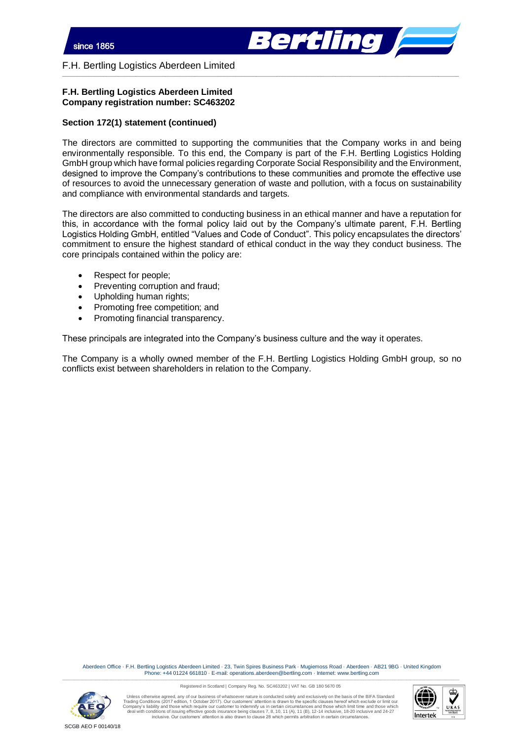**F.H. Bertling Logistics Aberdeen Limited**
**Company registration number: SC463202**

**Section 172(1) statement (continued)**

The directors are committed to supporting the communities that the Company works in and being environmentally responsible. To this end, the Company is part of the F.H. Bertling Logistics Holding GmbH group which have formal policies regarding Corporate Social Responsibility and the Environment, designed to improve the Company's contributions to these communities and promote the effective use of resources to avoid the unnecessary generation of waste and pollution, with a focus on sustainability and compliance with environmental standards and targets.

The directors are also committed to conducting business in an ethical manner and have a reputation for this, in accordance with the formal policy laid out by the Company's ultimate parent, F.H. Bertling Logistics Holding GmbH, entitled "Values and Code of Conduct". This policy encapsulates the directors' commitment to ensure the highest standard of ethical conduct in the way they conduct business. The core principals contained within the policy are:

- Respect for people;
- Preventing corruption and fraud;
- Upholding human rights;
- Promoting free competition; and
- Promoting financial transparency.

These principals are integrated into the Company's business culture and the way it operates.

The Company is a wholly owned member of the F.H. Bertling Logistics Holding GmbH group, so no conflicts exist between shareholders in relation to the Company.